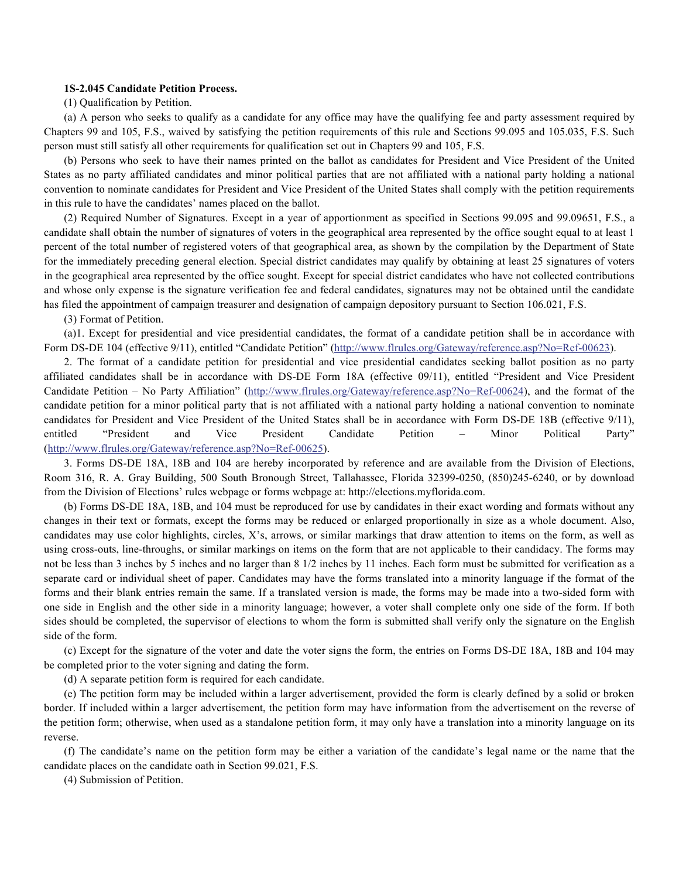**1S-2.045 Candidate Petition Process.**

(1) Qualification by Petition.

(a) A person who seeks to qualify as a candidate for any office may have the qualifying fee and party assessment required by Chapters 99 and 105, F.S., waived by satisfying the petition requirements of this rule and Sections 99.095 and 105.035, F.S. Such person must still satisfy all other requirements for qualification set out in Chapters 99 and 105, F.S.

(b) Persons who seek to have their names printed on the ballot as candidates for President and Vice President of the United States as no party affiliated candidates and minor political parties that are not affiliated with a national party holding a national convention to nominate candidates for President and Vice President of the United States shall comply with the petition requirements in this rule to have the candidates' names placed on the ballot.

(2) Required Number of Signatures. Except in a year of apportionment as specified in Sections 99.095 and 99.09651, F.S., a candidate shall obtain the number of signatures of voters in the geographical area represented by the office sought equal to at least 1 percent of the total number of registered voters of that geographical area, as shown by the compilation by the Department of State for the immediately preceding general election. Special district candidates may qualify by obtaining at least 25 signatures of voters in the geographical area represented by the office sought. Except for special district candidates who have not collected contributions and whose only expense is the signature verification fee and federal candidates, signatures may not be obtained until the candidate has filed the appointment of campaign treasurer and designation of campaign depository pursuant to Section 106.021, F.S.

(3) Format of Petition.

(a)1. Except for presidential and vice presidential candidates, the format of a candidate petition shall be in accordance with Form DS-DE 104 (effective 9/11), entitled "Candidate Petition" (http://www.flrules.org/Gateway/reference.asp?No=Ref-00623).

2. The format of a candidate petition for presidential and vice presidential candidates seeking ballot position as no party affiliated candidates shall be in accordance with DS-DE Form 18A (effective 09/11), entitled "President and Vice President Candidate Petition – No Party Affiliation" (http://www.flrules.org/Gateway/reference.asp?No=Ref-00624), and the format of the candidate petition for a minor political party that is not affiliated with a national party holding a national convention to nominate candidates for President and Vice President of the United States shall be in accordance with Form DS-DE 18B (effective 9/11), entitled "President and Vice President Candidate Petition – Minor Political Party" (http://www.flrules.org/Gateway/reference.asp?No=Ref-00625).

3. Forms DS-DE 18A, 18B and 104 are hereby incorporated by reference and are available from the Division of Elections, Room 316, R. A. Gray Building, 500 South Bronough Street, Tallahassee, Florida 32399-0250, (850)245-6240, or by download from the Division of Elections' rules webpage or forms webpage at: http://elections.myflorida.com.

(b) Forms DS-DE 18A, 18B, and 104 must be reproduced for use by candidates in their exact wording and formats without any changes in their text or formats, except the forms may be reduced or enlarged proportionally in size as a whole document. Also, candidates may use color highlights, circles, X's, arrows, or similar markings that draw attention to items on the form, as well as using cross-outs, line-throughs, or similar markings on items on the form that are not applicable to their candidacy. The forms may not be less than 3 inches by 5 inches and no larger than 8 1/2 inches by 11 inches. Each form must be submitted for verification as a separate card or individual sheet of paper. Candidates may have the forms translated into a minority language if the format of the forms and their blank entries remain the same. If a translated version is made, the forms may be made into a two-sided form with one side in English and the other side in a minority language; however, a voter shall complete only one side of the form. If both sides should be completed, the supervisor of elections to whom the form is submitted shall verify only the signature on the English side of the form.

(c) Except for the signature of the voter and date the voter signs the form, the entries on Forms DS-DE 18A, 18B and 104 may be completed prior to the voter signing and dating the form.

(d) A separate petition form is required for each candidate.

(e) The petition form may be included within a larger advertisement, provided the form is clearly defined by a solid or broken border. If included within a larger advertisement, the petition form may have information from the advertisement on the reverse of the petition form; otherwise, when used as a standalone petition form, it may only have a translation into a minority language on its reverse.

(f) The candidate's name on the petition form may be either a variation of the candidate's legal name or the name that the candidate places on the candidate oath in Section 99.021, F.S.

(4) Submission of Petition.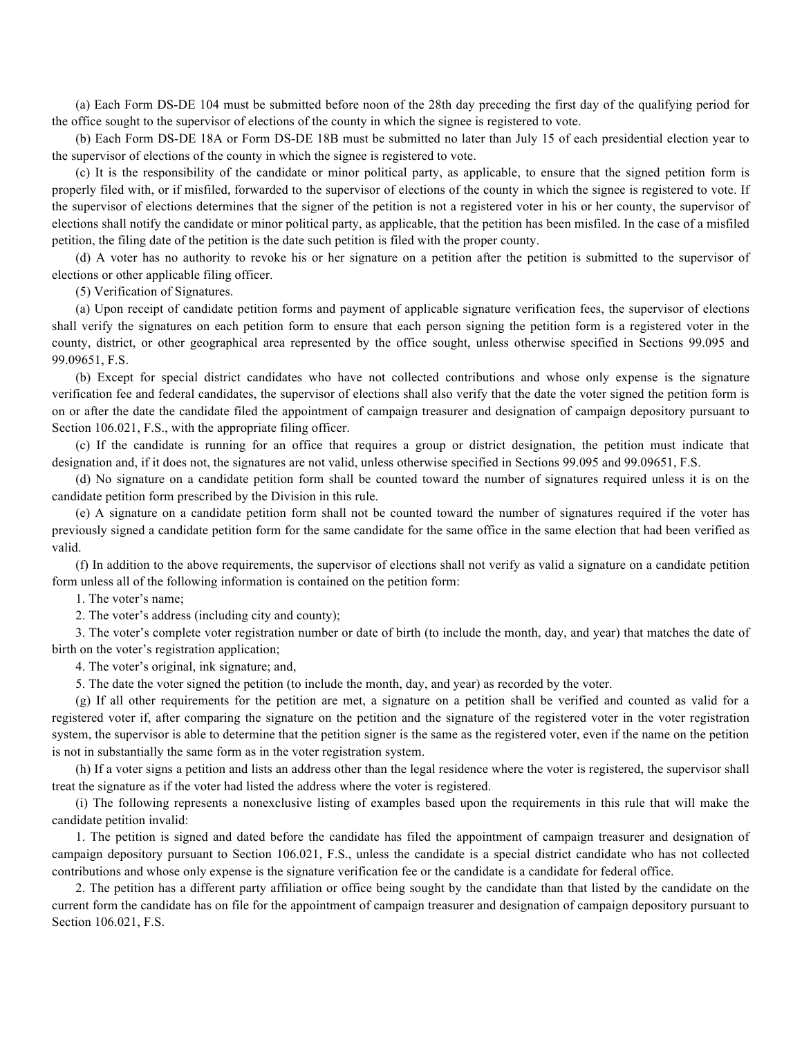(a) Each Form DS-DE 104 must be submitted before noon of the 28th day preceding the first day of the qualifying period for the office sought to the supervisor of elections of the county in which the signee is registered to vote.

(b) Each Form DS-DE 18A or Form DS-DE 18B must be submitted no later than July 15 of each presidential election year to the supervisor of elections of the county in which the signee is registered to vote.

(c) It is the responsibility of the candidate or minor political party, as applicable, to ensure that the signed petition form is properly filed with, or if misfiled, forwarded to the supervisor of elections of the county in which the signee is registered to vote. If the supervisor of elections determines that the signer of the petition is not a registered voter in his or her county, the supervisor of elections shall notify the candidate or minor political party, as applicable, that the petition has been misfiled. In the case of a misfiled petition, the filing date of the petition is the date such petition is filed with the proper county.

(d) A voter has no authority to revoke his or her signature on a petition after the petition is submitted to the supervisor of elections or other applicable filing officer.

(5) Verification of Signatures.

(a) Upon receipt of candidate petition forms and payment of applicable signature verification fees, the supervisor of elections shall verify the signatures on each petition form to ensure that each person signing the petition form is a registered voter in the county, district, or other geographical area represented by the office sought, unless otherwise specified in Sections 99.095 and 99.09651, F.S.

(b) Except for special district candidates who have not collected contributions and whose only expense is the signature verification fee and federal candidates, the supervisor of elections shall also verify that the date the voter signed the petition form is on or after the date the candidate filed the appointment of campaign treasurer and designation of campaign depository pursuant to Section 106.021, F.S., with the appropriate filing officer.

(c) If the candidate is running for an office that requires a group or district designation, the petition must indicate that designation and, if it does not, the signatures are not valid, unless otherwise specified in Sections 99.095 and 99.09651, F.S.

(d) No signature on a candidate petition form shall be counted toward the number of signatures required unless it is on the candidate petition form prescribed by the Division in this rule.

(e) A signature on a candidate petition form shall not be counted toward the number of signatures required if the voter has previously signed a candidate petition form for the same candidate for the same office in the same election that had been verified as valid.

(f) In addition to the above requirements, the supervisor of elections shall not verify as valid a signature on a candidate petition form unless all of the following information is contained on the petition form:

1. The voter's name;

2. The voter's address (including city and county);

3. The voter's complete voter registration number or date of birth (to include the month, day, and year) that matches the date of birth on the voter's registration application;

4. The voter's original, ink signature; and,

5. The date the voter signed the petition (to include the month, day, and year) as recorded by the voter.

(g) If all other requirements for the petition are met, a signature on a petition shall be verified and counted as valid for a registered voter if, after comparing the signature on the petition and the signature of the registered voter in the voter registration system, the supervisor is able to determine that the petition signer is the same as the registered voter, even if the name on the petition is not in substantially the same form as in the voter registration system.

(h) If a voter signs a petition and lists an address other than the legal residence where the voter is registered, the supervisor shall treat the signature as if the voter had listed the address where the voter is registered.

(i) The following represents a nonexclusive listing of examples based upon the requirements in this rule that will make the candidate petition invalid:

1. The petition is signed and dated before the candidate has filed the appointment of campaign treasurer and designation of campaign depository pursuant to Section 106.021, F.S., unless the candidate is a special district candidate who has not collected contributions and whose only expense is the signature verification fee or the candidate is a candidate for federal office.

2. The petition has a different party affiliation or office being sought by the candidate than that listed by the candidate on the current form the candidate has on file for the appointment of campaign treasurer and designation of campaign depository pursuant to Section 106.021, F.S.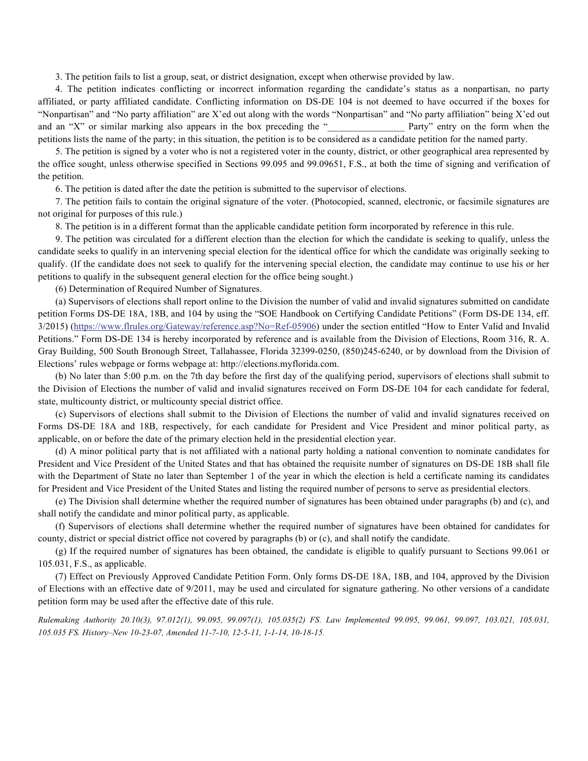3. The petition fails to list a group, seat, or district designation, except when otherwise provided by law.

4. The petition indicates conflicting or incorrect information regarding the candidate's status as a nonpartisan, no party affiliated, or party affiliated candidate. Conflicting information on DS-DE 104 is not deemed to have occurred if the boxes for "Nonpartisan" and "No party affiliation" are X'ed out along with the words "Nonpartisan" and "No party affiliation" being X'ed out and an "X" or similar marking also appears in the box preceding the "________________ Party" entry on the form when the petitions lists the name of the party; in this situation, the petition is to be considered as a candidate petition for the named party.

5. The petition is signed by a voter who is not a registered voter in the county, district, or other geographical area represented by the office sought, unless otherwise specified in Sections 99.095 and 99.09651, F.S., at both the time of signing and verification of the petition.

6. The petition is dated after the date the petition is submitted to the supervisor of elections.

7. The petition fails to contain the original signature of the voter. (Photocopied, scanned, electronic, or facsimile signatures are not original for purposes of this rule.)

8. The petition is in a different format than the applicable candidate petition form incorporated by reference in this rule.

9. The petition was circulated for a different election than the election for which the candidate is seeking to qualify, unless the candidate seeks to qualify in an intervening special election for the identical office for which the candidate was originally seeking to qualify. (If the candidate does not seek to qualify for the intervening special election, the candidate may continue to use his or her petitions to qualify in the subsequent general election for the office being sought.)

(6) Determination of Required Number of Signatures.

(a) Supervisors of elections shall report online to the Division the number of valid and invalid signatures submitted on candidate petition Forms DS-DE 18A, 18B, and 104 by using the "SOE Handbook on Certifying Candidate Petitions" (Form DS-DE 134, eff. 3/2015) (https://www.flrules.org/Gateway/reference.asp?No=Ref-05906) under the section entitled "How to Enter Valid and Invalid Petitions." Form DS-DE 134 is hereby incorporated by reference and is available from the Division of Elections, Room 316, R. A. Gray Building, 500 South Bronough Street, Tallahassee, Florida 32399-0250, (850)245-6240, or by download from the Division of Elections' rules webpage or forms webpage at: http://elections.myflorida.com.

(b) No later than 5:00 p.m. on the 7th day before the first day of the qualifying period, supervisors of elections shall submit to the Division of Elections the number of valid and invalid signatures received on Form DS-DE 104 for each candidate for federal, state, multicounty district, or multicounty special district office.

(c) Supervisors of elections shall submit to the Division of Elections the number of valid and invalid signatures received on Forms DS-DE 18A and 18B, respectively, for each candidate for President and Vice President and minor political party, as applicable, on or before the date of the primary election held in the presidential election year.

(d) A minor political party that is not affiliated with a national party holding a national convention to nominate candidates for President and Vice President of the United States and that has obtained the requisite number of signatures on DS-DE 18B shall file with the Department of State no later than September 1 of the year in which the election is held a certificate naming its candidates for President and Vice President of the United States and listing the required number of persons to serve as presidential electors.

(e) The Division shall determine whether the required number of signatures has been obtained under paragraphs (b) and (c), and shall notify the candidate and minor political party, as applicable.

(f) Supervisors of elections shall determine whether the required number of signatures have been obtained for candidates for county, district or special district office not covered by paragraphs (b) or (c), and shall notify the candidate.

(g) If the required number of signatures has been obtained, the candidate is eligible to qualify pursuant to Sections 99.061 or 105.031, F.S., as applicable.

(7) Effect on Previously Approved Candidate Petition Form. Only forms DS-DE 18A, 18B, and 104, approved by the Division of Elections with an effective date of 9/2011, may be used and circulated for signature gathering. No other versions of a candidate petition form may be used after the effective date of this rule.

*Rulemaking Authority 20.10(3), 97.012(1), 99.095, 99.097(1), 105.035(2) FS. Law Implemented 99.095, 99.061, 99.097, 103.021, 105.031, 105.035 FS. History–New 10-23-07, Amended 11-7-10, 12-5-11, 1-1-14, 10-18-15.*